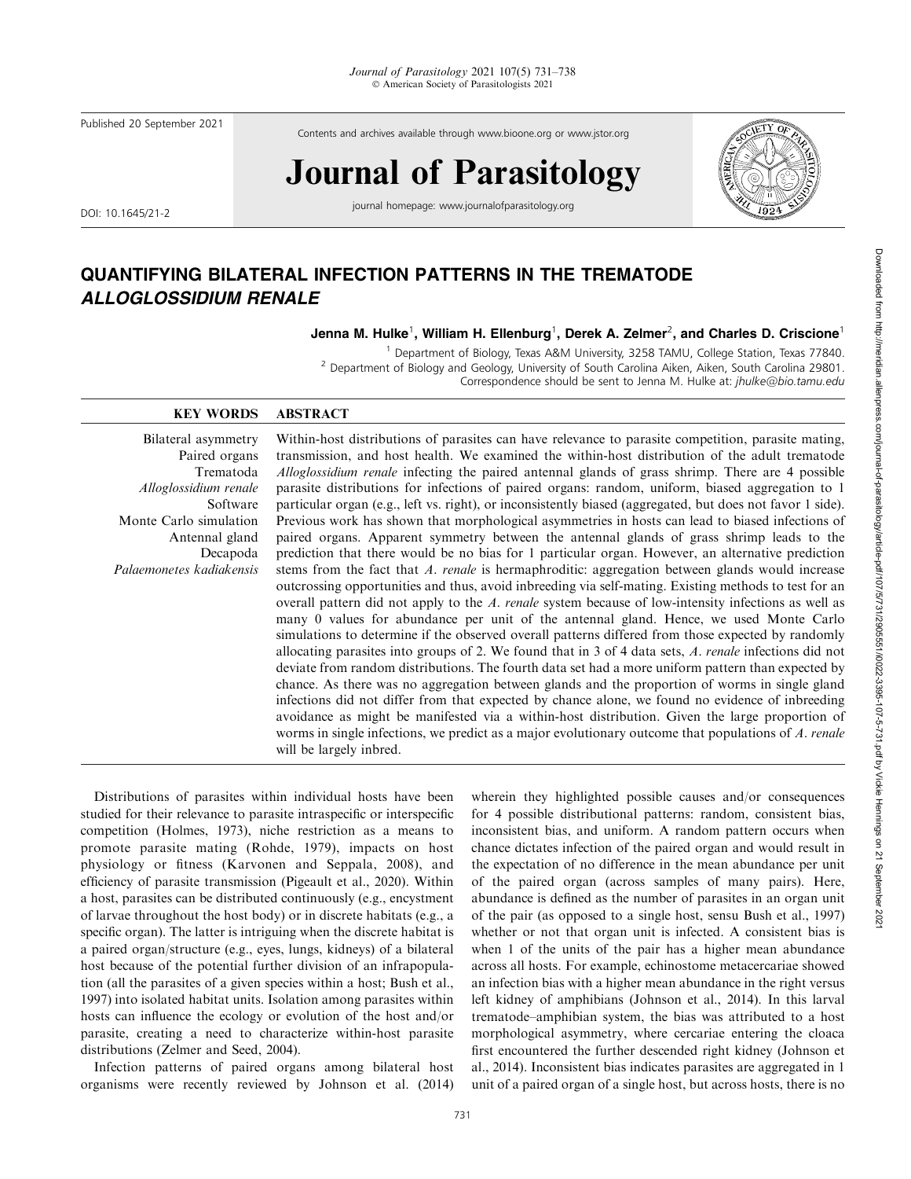Published 20 September 2021

Contents and archives available through www.bioone.org or www.jstor.org

# Journal of Parasitology

journal homepage: www.journalofparasitology.org

DOI: 10.1645/21-2

## QUANTIFYING BILATERAL INFECTION PATTERNS IN THE TREMATODE *ALLOGLOSSIDIUM RENALE*

**Jenna M. Hulke**[1], **William H. Ellenburg**[1], **Derek A. Zelmer**[2], **and Charles D. Criscione**[1]

[1] Department of Biology, Texas A&M University, 3258 TAMU, College Station, Texas 77840.
[2] Department of Biology and Geology, University of South Carolina Aiken, Aiken, South Carolina 29801.
Correspondence should be sent to Jenna M. Hulke at: *jhulke@bio.tamu.edu*

**KEY WORDS**

Bilateral asymmetry
Paired organs
Trematoda
*Alloglossidium renale*
Software
Monte Carlo simulation
Antennal gland
Decapoda
*Palaemonetes kadiakensis*

**ABSTRACT**

Within-host distributions of parasites can have relevance to parasite competition, parasite mating, transmission, and host health. We examined the within-host distribution of the adult trematode *Alloglossidium renale* infecting the paired antennal glands of grass shrimp. There are 4 possible parasite distributions for infections of paired organs: random, uniform, biased aggregation to 1 particular organ (e.g., left vs. right), or inconsistently biased (aggregated, but does not favor 1 side). Previous work has shown that morphological asymmetries in hosts can lead to biased infections of paired organs. Apparent symmetry between the antennal glands of grass shrimp leads to the prediction that there would be no bias for 1 particular organ. However, an alternative prediction stems from the fact that *A. renale* is hermaphroditic: aggregation between glands would increase outcrossing opportunities and thus, avoid inbreeding via self-mating. Existing methods to test for an overall pattern did not apply to the *A. renale* system because of low-intensity infections as well as many 0 values for abundance per unit of the antennal gland. Hence, we used Monte Carlo simulations to determine if the observed overall patterns differed from those expected by randomly allocating parasites into groups of 2. We found that in 3 of 4 data sets, *A. renale* infections did not deviate from random distributions. The fourth data set had a more uniform pattern than expected by chance. As there was no aggregation between glands and the proportion of worms in single gland infections did not differ from that expected by chance alone, we found no evidence of inbreeding avoidance as might be manifested via a within-host distribution. Given the large proportion of worms in single infections, we predict as a major evolutionary outcome that populations of *A. renale* will be largely inbred.

Distributions of parasites within individual hosts have been studied for their relevance to parasite intraspecific or interspecific competition (Holmes, 1973), niche restriction as a means to promote parasite mating (Rohde, 1979), impacts on host physiology or fitness (Karvonen and Seppala, 2008), and efficiency of parasite transmission (Pigeault et al., 2020). Within a host, parasites can be distributed continuously (e.g., encystment of larvae throughout the host body) or in discrete habitats (e.g., a specific organ). The latter is intriguing when the discrete habitat is a paired organ/structure (e.g., eyes, lungs, kidneys) of a bilateral host because of the potential further division of an infrapopulation (all the parasites of a given species within a host; Bush et al., 1997) into isolated habitat units. Isolation among parasites within hosts can influence the ecology or evolution of the host and/or parasite, creating a need to characterize within-host parasite distributions (Zelmer and Seed, 2004).

Infection patterns of paired organs among bilateral host organisms were recently reviewed by Johnson et al. (2014) wherein they highlighted possible causes and/or consequences for 4 possible distributional patterns: random, consistent bias, inconsistent bias, and uniform. A random pattern occurs when chance dictates infection of the paired organ and would result in the expectation of no difference in the mean abundance per unit of the paired organ (across samples of many pairs). Here, abundance is defined as the number of parasites in an organ unit of the pair (as opposed to a single host, sensu Bush et al., 1997) whether or not that organ unit is infected. A consistent bias is when 1 of the units of the pair has a higher mean abundance across all hosts. For example, echinostome metacercariae showed an infection bias with a higher mean abundance in the right versus left kidney of amphibians (Johnson et al., 2014). In this larval trematode–amphibian system, the bias was attributed to a host morphological asymmetry, where cercariae entering the cloaca first encountered the further descended right kidney (Johnson et al., 2014). Inconsistent bias indicates parasites are aggregated in 1 unit of a paired organ of a single host, but across hosts, there is no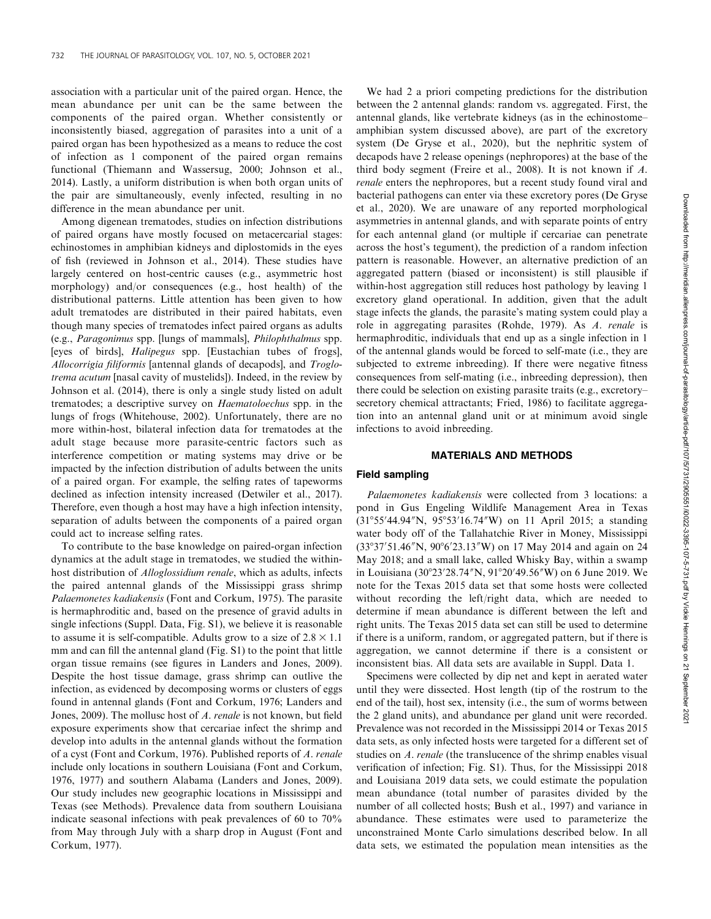association with a particular unit of the paired organ. Hence, the mean abundance per unit can be the same between the components of the paired organ. Whether consistently or inconsistently biased, aggregation of parasites into a unit of a paired organ has been hypothesized as a means to reduce the cost of infection as 1 component of the paired organ remains functional (Thiemann and Wassersug, 2000; Johnson et al., 2014). Lastly, a uniform distribution is when both organ units of the pair are simultaneously, evenly infected, resulting in no difference in the mean abundance per unit.

Among digenean trematodes, studies on infection distributions of paired organs have mostly focused on metacercarial stages: echinostomes in amphibian kidneys and diplostomids in the eyes of fish (reviewed in Johnson et al., 2014). These studies have largely centered on host-centric causes (e.g., asymmetric host morphology) and/or consequences (e.g., host health) of the distributional patterns. Little attention has been given to how adult trematodes are distributed in their paired habitats, even though many species of trematodes infect paired organs as adults (e.g., *Paragonimus* spp. [lungs of mammals], *Philophthalmus* spp. [eyes of birds], *Halipegus* spp. [Eustachian tubes of frogs], *Allocorrigia filiformis* [antennal glands of decapods], and *Troglotrema acutum* [nasal cavity of mustelids]). Indeed, in the review by Johnson et al. (2014), there is only a single study listed on adult trematodes; a descriptive survey on *Haematoloechus* spp. in the lungs of frogs (Whitehouse, 2002). Unfortunately, there are no more within-host, bilateral infection data for trematodes at the adult stage because more parasite-centric factors such as interference competition or mating systems may drive or be impacted by the infection distribution of adults between the units of a paired organ. For example, the selfing rates of tapeworms declined as infection intensity increased (Detwiler et al., 2017). Therefore, even though a host may have a high infection intensity, separation of adults between the components of a paired organ could act to increase selfing rates.

To contribute to the base knowledge on paired-organ infection dynamics at the adult stage in trematodes, we studied the within-host distribution of *Alloglossidium renale*, which as adults, infects the paired antennal glands of the Mississippi grass shrimp *Palaemonetes kadiakensis* (Font and Corkum, 1975). The parasite is hermaphroditic and, based on the presence of gravid adults in single infections (Suppl. Data, Fig. S1), we believe it is reasonable to assume it is self-compatible. Adults grow to a size of $2.8 \times 1.1$ mm and can fill the antennal gland (Fig. S1) to the point that little organ tissue remains (see figures in Landers and Jones, 2009). Despite the host tissue damage, grass shrimp can outlive the infection, as evidenced by decomposing worms or clusters of eggs found in antennal glands (Font and Corkum, 1976; Landers and Jones, 2009). The mollusc host of *A. renale* is not known, but field exposure experiments show that cercariae infect the shrimp and develop into adults in the antennal glands without the formation of a cyst (Font and Corkum, 1976). Published reports of *A. renale* include only locations in southern Louisiana (Font and Corkum, 1976, 1977) and southern Alabama (Landers and Jones, 2009). Our study includes new geographic locations in Mississippi and Texas (see Methods). Prevalence data from southern Louisiana indicate seasonal infections with peak prevalences of 60 to 70% from May through July with a sharp drop in August (Font and Corkum, 1977).

We had 2 a priori competing predictions for the distribution between the 2 antennal glands: random vs. aggregated. First, the antennal glands, like vertebrate kidneys (as in the echinostome–amphibian system discussed above), are part of the excretory system (De Gryse et al., 2020), but the nephritic system of decapods have 2 release openings (nephropores) at the base of the third body segment (Freire et al., 2008). It is not known if *A. renale* enters the nephropores, but a recent study found viral and bacterial pathogens can enter via these excretory pores (De Gryse et al., 2020). We are unaware of any reported morphological asymmetries in antennal glands, and with separate points of entry for each antennal gland (or multiple if cercariae can penetrate across the host's tegument), the prediction of a random infection pattern is reasonable. However, an alternative prediction of an aggregated pattern (biased or inconsistent) is still plausible if within-host aggregation still reduces host pathology by leaving 1 excretory gland operational. In addition, given that the adult stage infects the glands, the parasite's mating system could play a role in aggregating parasites (Rohde, 1979). As *A. renale* is hermaphroditic, individuals that end up as a single infection in 1 of the antennal glands would be forced to self-mate (i.e., they are subjected to extreme inbreeding). If there were negative fitness consequences from self-mating (i.e., inbreeding depression), then there could be selection on existing parasite traits (e.g., excretory–secretory chemical attractants; Fried, 1986) to facilitate aggregation into an antennal gland unit or at minimum avoid single infections to avoid inbreeding.

## MATERIALS AND METHODS

### Field sampling

*Palaemonetes kadiakensis* were collected from 3 locations: a pond in Gus Engeling Wildlife Management Area in Texas (31°55′44.94″N, 95°53′16.74″W) on 11 April 2015; a standing water body off of the Tallahatchie River in Money, Mississippi (33°37′51.46″N, 90°6′23.13″W) on 17 May 2014 and again on 24 May 2018; and a small lake, called Whisky Bay, within a swamp in Louisiana (30°23′28.74″N, 91°20′49.56″W) on 6 June 2019. We note for the Texas 2015 data set that some hosts were collected without recording the left/right data, which are needed to determine if mean abundance is different between the left and right units. The Texas 2015 data set can still be used to determine if there is a uniform, random, or aggregated pattern, but if there is aggregation, we cannot determine if there is a consistent or inconsistent bias. All data sets are available in Suppl. Data 1.

Specimens were collected by dip net and kept in aerated water until they were dissected. Host length (tip of the rostrum to the end of the tail), host sex, intensity (i.e., the sum of worms between the 2 gland units), and abundance per gland unit were recorded. Prevalence was not recorded in the Mississippi 2014 or Texas 2015 data sets, as only infected hosts were targeted for a different set of studies on *A. renale* (the translucence of the shrimp enables visual verification of infection; Fig. S1). Thus, for the Mississippi 2018 and Louisiana 2019 data sets, we could estimate the population mean abundance (total number of parasites divided by the number of all collected hosts; Bush et al., 1997) and variance in abundance. These estimates were used to parameterize the unconstrained Monte Carlo simulations described below. In all data sets, we estimated the population mean intensities as the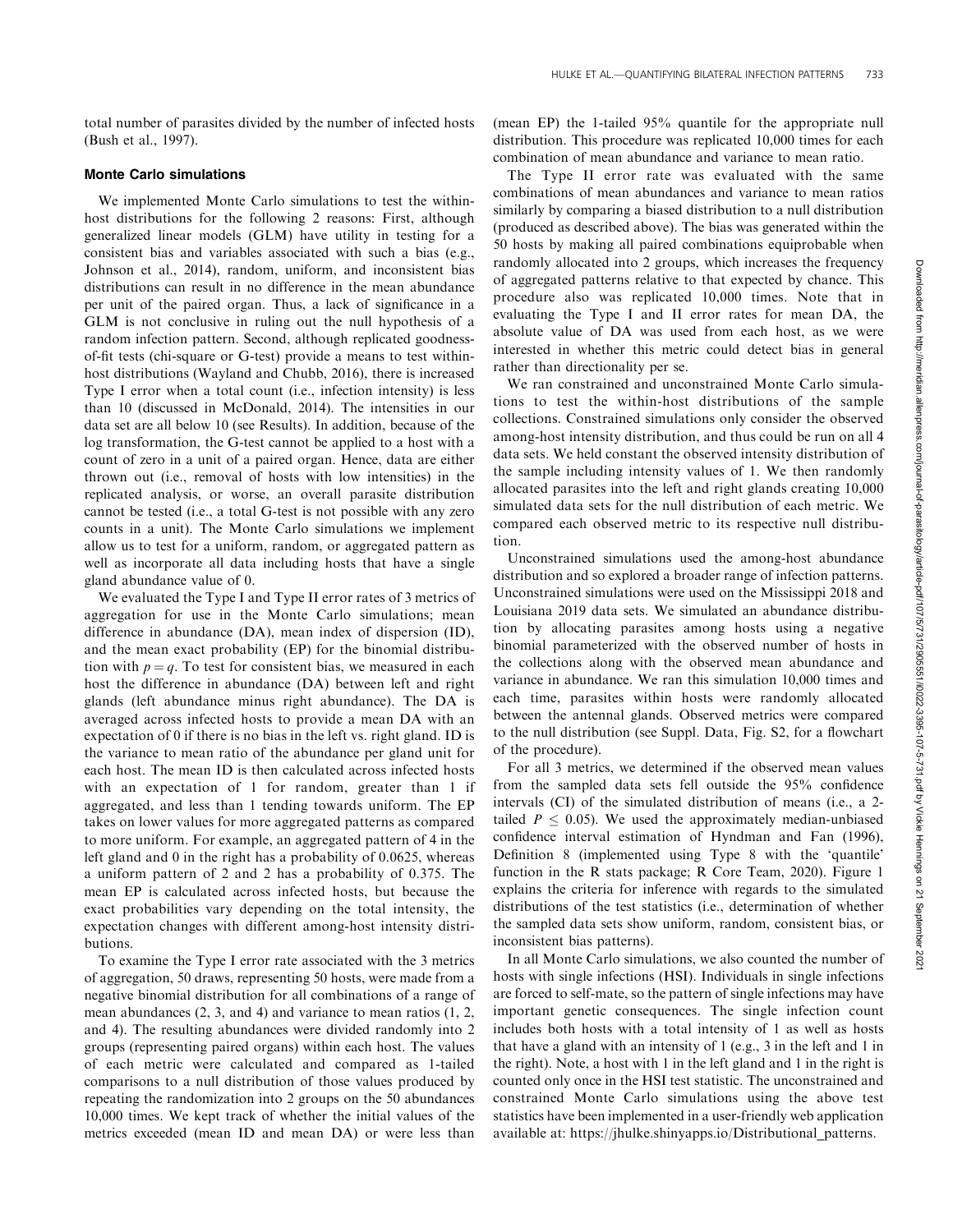total number of parasites divided by the number of infected hosts (Bush et al., 1997).

### Monte Carlo simulations

We implemented Monte Carlo simulations to test the within-host distributions for the following 2 reasons: First, although generalized linear models (GLM) have utility in testing for a consistent bias and variables associated with such a bias (e.g., Johnson et al., 2014), random, uniform, and inconsistent bias distributions can result in no difference in the mean abundance per unit of the paired organ. Thus, a lack of significance in a GLM is not conclusive in ruling out the null hypothesis of a random infection pattern. Second, although replicated goodness-of-fit tests (chi-square or G-test) provide a means to test within-host distributions (Wayland and Chubb, 2016), there is increased Type I error when a total count (i.e., infection intensity) is less than 10 (discussed in McDonald, 2014). The intensities in our data set are all below 10 (see Results). In addition, because of the log transformation, the G-test cannot be applied to a host with a count of zero in a unit of a paired organ. Hence, data are either thrown out (i.e., removal of hosts with low intensities) in the replicated analysis, or worse, an overall parasite distribution cannot be tested (i.e., a total G-test is not possible with any zero counts in a unit). The Monte Carlo simulations we implement allow us to test for a uniform, random, or aggregated pattern as well as incorporate all data including hosts that have a single gland abundance value of 0.

We evaluated the Type I and Type II error rates of 3 metrics of aggregation for use in the Monte Carlo simulations; mean difference in abundance (DA), mean index of dispersion (ID), and the mean exact probability (EP) for the binomial distribution with $p = q$. To test for consistent bias, we measured in each host the difference in abundance (DA) between left and right glands (left abundance minus right abundance). The DA is averaged across infected hosts to provide a mean DA with an expectation of 0 if there is no bias in the left vs. right gland. ID is the variance to mean ratio of the abundance per gland unit for each host. The mean ID is then calculated across infected hosts with an expectation of 1 for random, greater than 1 if aggregated, and less than 1 tending towards uniform. The EP takes on lower values for more aggregated patterns as compared to more uniform. For example, an aggregated pattern of 4 in the left gland and 0 in the right has a probability of 0.0625, whereas a uniform pattern of 2 and 2 has a probability of 0.375. The mean EP is calculated across infected hosts, but because the exact probabilities vary depending on the total intensity, the expectation changes with different among-host intensity distributions.

To examine the Type I error rate associated with the 3 metrics of aggregation, 50 draws, representing 50 hosts, were made from a negative binomial distribution for all combinations of a range of mean abundances (2, 3, and 4) and variance to mean ratios (1, 2, and 4). The resulting abundances were divided randomly into 2 groups (representing paired organs) within each host. The values of each metric were calculated and compared as 1-tailed comparisons to a null distribution of those values produced by repeating the randomization into 2 groups on the 50 abundances 10,000 times. We kept track of whether the initial values of the metrics exceeded (mean ID and mean DA) or were less than (mean EP) the 1-tailed 95% quantile for the appropriate null distribution. This procedure was replicated 10,000 times for each combination of mean abundance and variance to mean ratio.

The Type II error rate was evaluated with the same combinations of mean abundances and variance to mean ratios similarly by comparing a biased distribution to a null distribution (produced as described above). The bias was generated within the 50 hosts by making all paired combinations equiprobable when randomly allocated into 2 groups, which increases the frequency of aggregated patterns relative to that expected by chance. This procedure also was replicated 10,000 times. Note that in evaluating the Type I and II error rates for mean DA, the absolute value of DA was used from each host, as we were interested in whether this metric could detect bias in general rather than directionality per se.

We ran constrained and unconstrained Monte Carlo simulations to test the within-host distributions of the sample collections. Constrained simulations only consider the observed among-host intensity distribution, and thus could be run on all 4 data sets. We held constant the observed intensity distribution of the sample including intensity values of 1. We then randomly allocated parasites into the left and right glands creating 10,000 simulated data sets for the null distribution of each metric. We compared each observed metric to its respective null distribution.

Unconstrained simulations used the among-host abundance distribution and so explored a broader range of infection patterns. Unconstrained simulations were used on the Mississippi 2018 and Louisiana 2019 data sets. We simulated an abundance distribution by allocating parasites among hosts using a negative binomial parameterized with the observed number of hosts in the collections along with the observed mean abundance and variance in abundance. We ran this simulation 10,000 times and each time, parasites within hosts were randomly allocated between the antennal glands. Observed metrics were compared to the null distribution (see Suppl. Data, Fig. S2, for a flowchart of the procedure).

For all 3 metrics, we determined if the observed mean values from the sampled data sets fell outside the 95% confidence intervals (CI) of the simulated distribution of means (i.e., a 2-tailed $P \leq 0.05$). We used the approximately median-unbiased confidence interval estimation of Hyndman and Fan (1996), Definition 8 (implemented using Type 8 with the 'quantile' function in the R stats package; R Core Team, 2020). Figure 1 explains the criteria for inference with regards to the simulated distributions of the test statistics (i.e., determination of whether the sampled data sets show uniform, random, consistent bias, or inconsistent bias patterns).

In all Monte Carlo simulations, we also counted the number of hosts with single infections (HSI). Individuals in single infections are forced to self-mate, so the pattern of single infections may have important genetic consequences. The single infection count includes both hosts with a total intensity of 1 as well as hosts that have a gland with an intensity of 1 (e.g., 3 in the left and 1 in the right). Note, a host with 1 in the left gland and 1 in the right is counted only once in the HSI test statistic. The unconstrained and constrained Monte Carlo simulations using the above test statistics have been implemented in a user-friendly web application available at: https://jhulke.shinyapps.io/Distributional_patterns.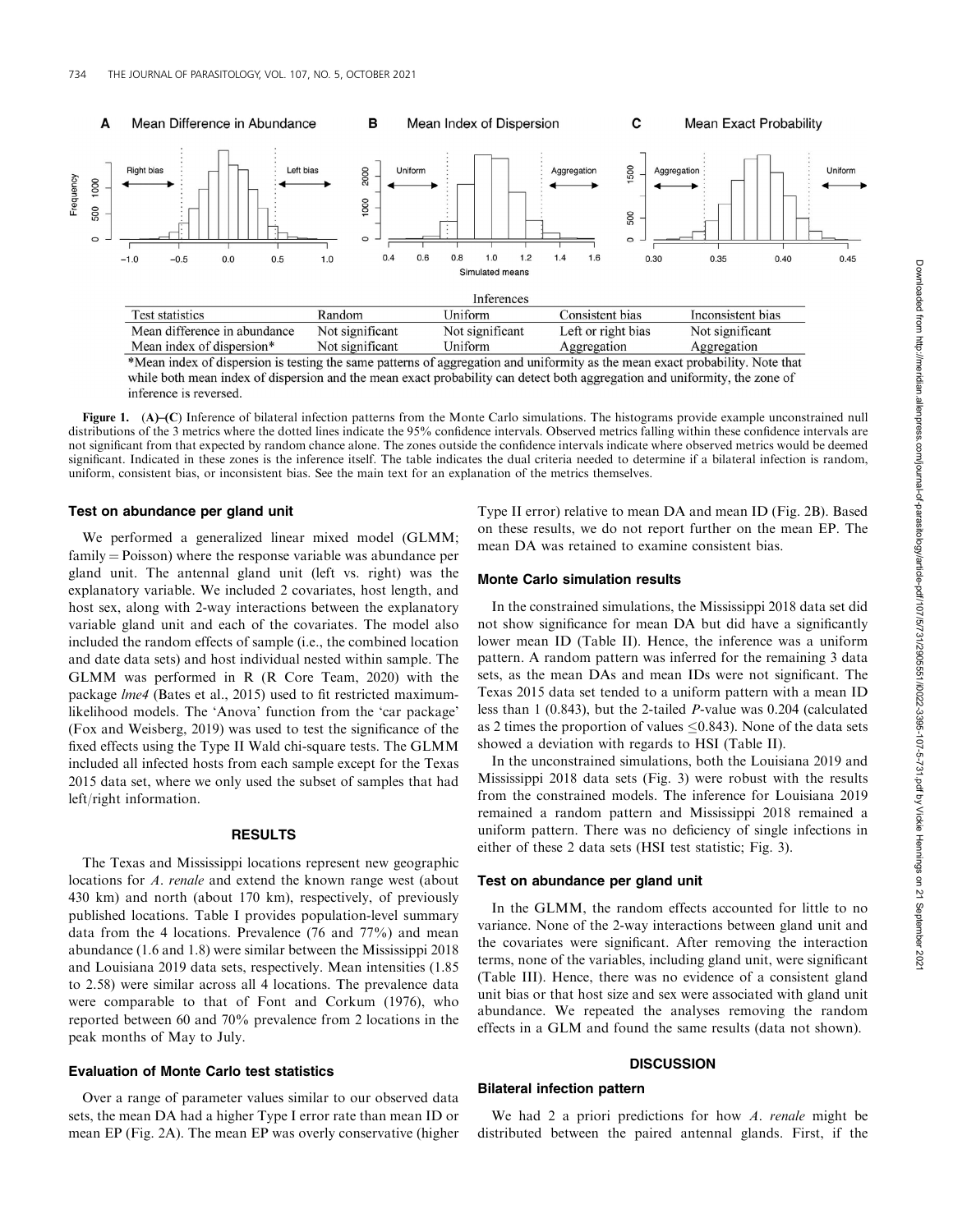**Table (Figure 1 inset): Inferences**

| Test statistics | Random | Uniform | Consistent bias | Inconsistent bias |
|---|---|---|---|---|
| Mean difference in abundance | Not significant | Not significant | Left or right bias | Not significant |
| Mean index of dispersion* | Not significant | Uniform | Aggregation | Aggregation |

*Mean index of dispersion is testing the same patterns of aggregation and uniformity as the mean exact probability. Note that while both mean index of dispersion and the mean exact probability can detect both aggregation and uniformity, the zone of inference is reversed.

**Figure 1.** (A)–(C) Inference of bilateral infection patterns from the Monte Carlo simulations. The histograms provide example unconstrained null distributions of the 3 metrics where the dotted lines indicate the 95% confidence intervals. Observed metrics falling within these confidence intervals are not significant from that expected by random chance alone. The zones outside the confidence intervals indicate where observed metrics would be deemed significant. Indicated in these zones is the inference itself. The table indicates the dual criteria needed to determine if a bilateral infection is random, uniform, consistent bias, or inconsistent bias. See the main text for an explanation of the metrics themselves.

### Test on abundance per gland unit

We performed a generalized linear mixed model (GLMM; family = Poisson) where the response variable was abundance per gland unit. The antennal gland unit (left vs. right) was the explanatory variable. We included 2 covariates, host length, and host sex, along with 2-way interactions between the explanatory variable gland unit and each of the covariates. The model also included the random effects of sample (i.e., the combined location and date data sets) and host individual nested within sample. The GLMM was performed in R (R Core Team, 2020) with the package *lme4* (Bates et al., 2015) used to fit restricted maximum-likelihood models. The 'Anova' function from the 'car package' (Fox and Weisberg, 2019) was used to test the significance of the fixed effects using the Type II Wald chi-square tests. The GLMM included all infected hosts from each sample except for the Texas 2015 data set, where we only used the subset of samples that had left/right information.

## RESULTS

The Texas and Mississippi locations represent new geographic locations for *A. renale* and extend the known range west (about 430 km) and north (about 170 km), respectively, of previously published locations. Table I provides population-level summary data from the 4 locations. Prevalence (76 and 77%) and mean abundance (1.6 and 1.8) were similar between the Mississippi 2018 and Louisiana 2019 data sets, respectively. Mean intensities (1.85 to 2.58) were similar across all 4 locations. The prevalence data were comparable to that of Font and Corkum (1976), who reported between 60 and 70% prevalence from 2 locations in the peak months of May to July.

### Evaluation of Monte Carlo test statistics

Over a range of parameter values similar to our observed data sets, the mean DA had a higher Type I error rate than mean ID or mean EP (Fig. 2A). The mean EP was overly conservative (higher Type II error) relative to mean DA and mean ID (Fig. 2B). Based on these results, we do not report further on the mean EP. The mean DA was retained to examine consistent bias.

### Monte Carlo simulation results

In the constrained simulations, the Mississippi 2018 data set did not show significance for mean DA but did have a significantly lower mean ID (Table II). Hence, the inference was a uniform pattern. A random pattern was inferred for the remaining 3 data sets, as the mean DAs and mean IDs were not significant. The Texas 2015 data set tended to a uniform pattern with a mean ID less than 1 (0.843), but the 2-tailed $P$-value was 0.204 (calculated as 2 times the proportion of values $\leq 0.843$). None of the data sets showed a deviation with regards to HSI (Table II).

In the unconstrained simulations, both the Louisiana 2019 and Mississippi 2018 data sets (Fig. 3) were robust with the results from the constrained models. The inference for Louisiana 2019 remained a random pattern and Mississippi 2018 remained a uniform pattern. There was no deficiency of single infections in either of these 2 data sets (HSI test statistic; Fig. 3).

### Test on abundance per gland unit

In the GLMM, the random effects accounted for little to no variance. None of the 2-way interactions between gland unit and the covariates were significant. After removing the interaction terms, none of the variables, including gland unit, were significant (Table III). Hence, there was no evidence of a consistent gland unit bias or that host size and sex were associated with gland unit abundance. We repeated the analyses removing the random effects in a GLM and found the same results (data not shown).

## DISCUSSION

### Bilateral infection pattern

We had 2 a priori predictions for how *A. renale* might be distributed between the paired antennal glands. First, if the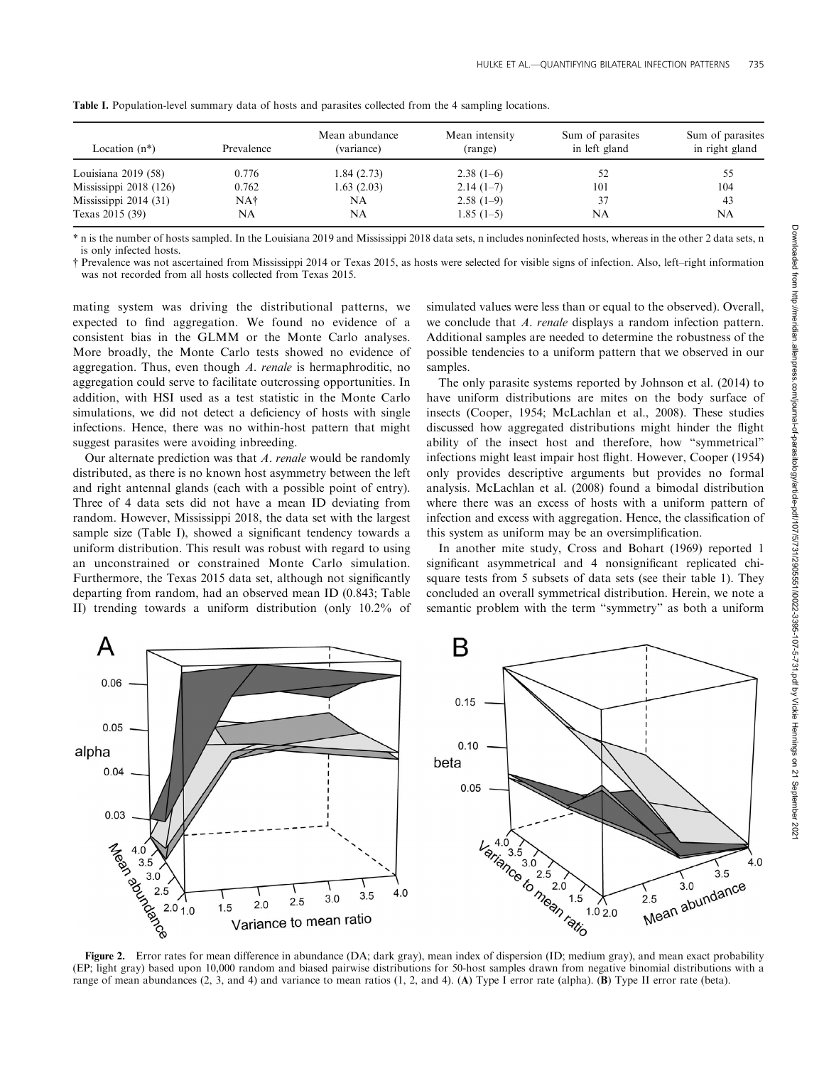**Table I.** Population-level summary data of hosts and parasites collected from the 4 sampling locations.

| Location (n*) | Prevalence | Mean abundance (variance) | Mean intensity (range) | Sum of parasites in left gland | Sum of parasites in right gland |
|---|---|---|---|---|---|
| Louisiana 2019 (58) | 0.776 | 1.84 (2.73) | 2.38 (1–6) | 52 | 55 |
| Mississippi 2018 (126) | 0.762 | 1.63 (2.03) | 2.14 (1–7) | 101 | 104 |
| Mississippi 2014 (31) | NA† | NA | 2.58 (1–9) | 37 | 43 |
| Texas 2015 (39) | NA | NA | 1.85 (1–5) | NA | NA |

\* n is the number of hosts sampled. In the Louisiana 2019 and Mississippi 2018 data sets, n includes noninfected hosts, whereas in the other 2 data sets, n is only infected hosts.

† Prevalence was not ascertained from Mississippi 2014 or Texas 2015, as hosts were selected for visible signs of infection. Also, left–right information was not recorded from all hosts collected from Texas 2015.

mating system was driving the distributional patterns, we expected to find aggregation. We found no evidence of a consistent bias in the GLMM or the Monte Carlo analyses. More broadly, the Monte Carlo tests showed no evidence of aggregation. Thus, even though *A. renale* is hermaphroditic, no aggregation could serve to facilitate outcrossing opportunities. In addition, with HSI used as a test statistic in the Monte Carlo simulations, we did not detect a deficiency of hosts with single infections. Hence, there was no within-host pattern that might suggest parasites were avoiding inbreeding.

Our alternate prediction was that *A. renale* would be randomly distributed, as there is no known host asymmetry between the left and right antennal glands (each with a possible point of entry). Three of 4 data sets did not have a mean ID deviating from random. However, Mississippi 2018, the data set with the largest sample size (Table I), showed a significant tendency towards a uniform distribution. This result was robust with regard to using an unconstrained or constrained Monte Carlo simulation. Furthermore, the Texas 2015 data set, although not significantly departing from random, had an observed mean ID (0.843; Table II) trending towards a uniform distribution (only 10.2% of simulated values were less than or equal to the observed). Overall, we conclude that *A. renale* displays a random infection pattern. Additional samples are needed to determine the robustness of the possible tendencies to a uniform pattern that we observed in our samples.

The only parasite systems reported by Johnson et al. (2014) to have uniform distributions are mites on the body surface of insects (Cooper, 1954; McLachlan et al., 2008). These studies discussed how aggregated distributions might hinder the flight ability of the insect host and therefore, how "symmetrical" infections might least impair host flight. However, Cooper (1954) only provides descriptive arguments but provides no formal analysis. McLachlan et al. (2008) found a bimodal distribution where there was an excess of hosts with a uniform pattern of infection and excess with aggregation. Hence, the classification of this system as uniform may be an oversimplification.

In another mite study, Cross and Bohart (1969) reported 1 significant asymmetrical and 4 nonsignificant replicated chi-square tests from 5 subsets of data sets (see their table 1). They concluded an overall symmetrical distribution. Herein, we note a semantic problem with the term "symmetry" as both a uniform

**Figure 2.** Error rates for mean difference in abundance (DA; dark gray), mean index of dispersion (ID; medium gray), and mean exact probability (EP; light gray) based upon 10,000 random and biased pairwise distributions for 50-host samples drawn from negative binomial distributions with a range of mean abundances (2, 3, and 4) and variance to mean ratios (1, 2, and 4). (**A**) Type I error rate (alpha). (**B**) Type II error rate (beta).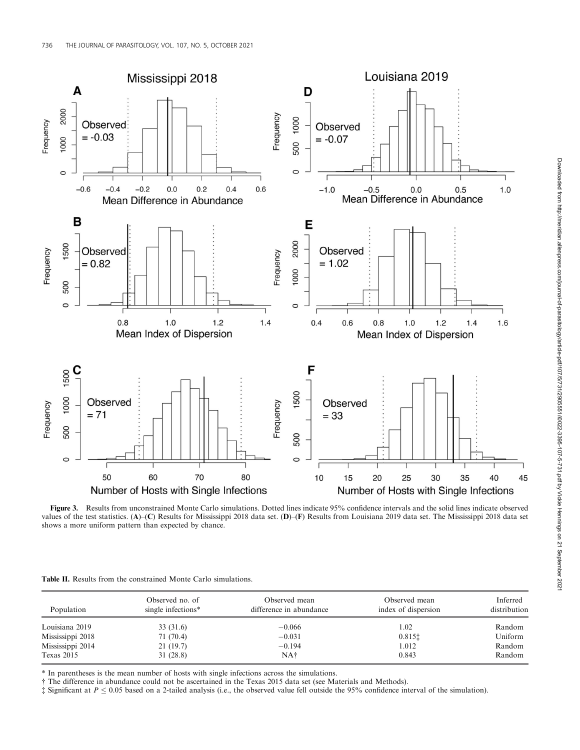**Figure 3.** Results from unconstrained Monte Carlo simulations. Dotted lines indicate 95% confidence intervals and the solid lines indicate observed values of the test statistics. (**A**)–(**C**) Results for Mississippi 2018 data set. (**D**)–(**F**) Results from Louisiana 2019 data set. The Mississippi 2018 data set shows a more uniform pattern than expected by chance.

**Table II.** Results from the constrained Monte Carlo simulations.

| Population | Observed no. of single infections* | Observed mean difference in abundance | Observed mean index of dispersion | Inferred distribution |
|---|---|---|---|---|
| Louisiana 2019 | 33 (31.6) | −0.066 | 1.02 | Random |
| Mississippi 2018 | 71 (70.4) | −0.031 | 0.815‡ | Uniform |
| Mississippi 2014 | 21 (19.7) | −0.194 | 1.012 | Random |
| Texas 2015 | 31 (28.8) | NA† | 0.843 | Random |

\* In parentheses is the mean number of hosts with single infections across the simulations.

† The difference in abundance could not be ascertained in the Texas 2015 data set (see Materials and Methods).

‡ Significant at $P \leq 0.05$ based on a 2-tailed analysis (i.e., the observed value fell outside the 95% confidence interval of the simulation).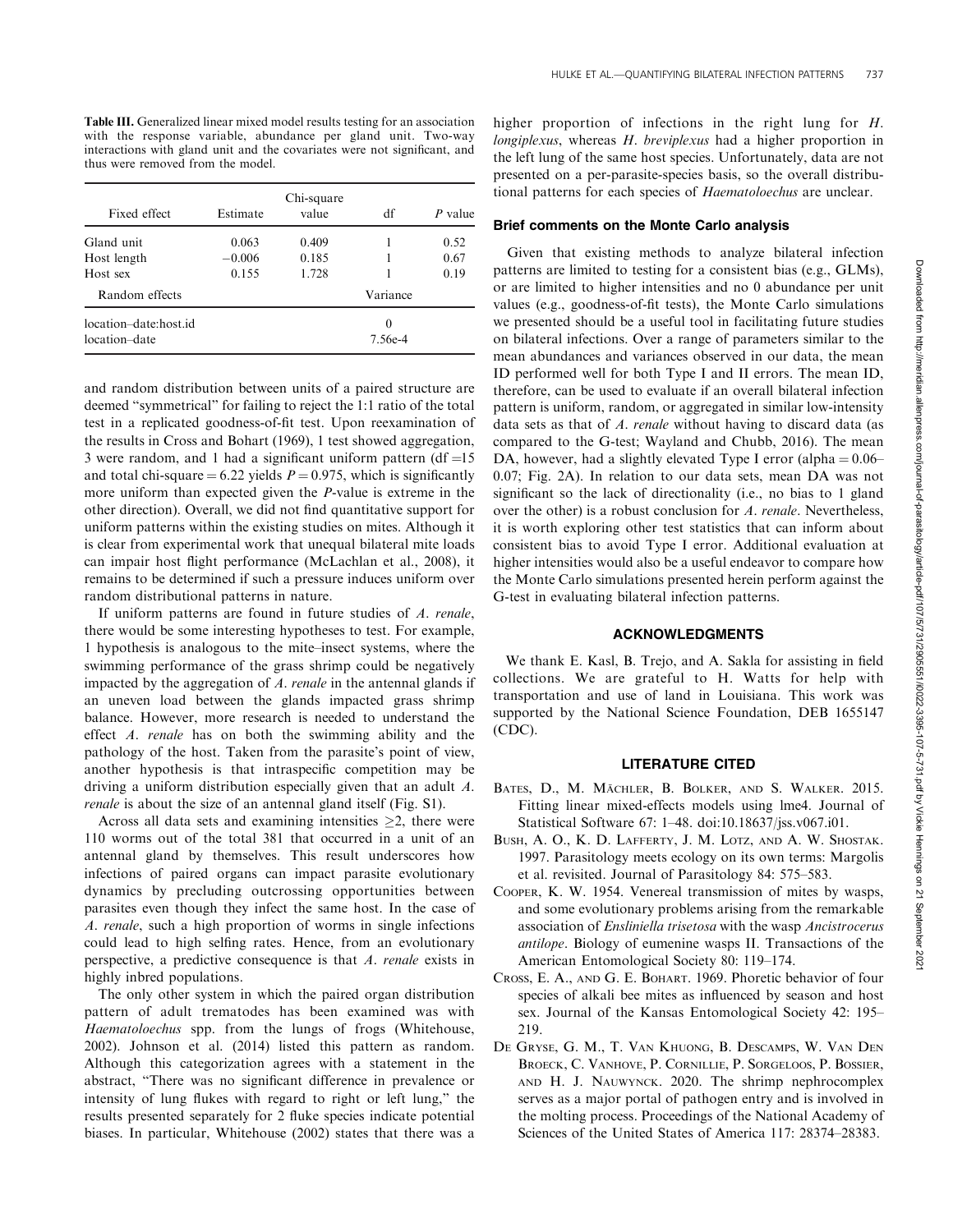**Table III.** Generalized linear mixed model results testing for an association with the response variable, abundance per gland unit. Two-way interactions with gland unit and the covariates were not significant, and thus were removed from the model.

| Fixed effect | Estimate | Chi-square value | df | *P* value |
|---|---|---|---|---|
| Gland unit | 0.063 | 0.409 | 1 | 0.52 |
| Host length | −0.006 | 0.185 | 1 | 0.67 |
| Host sex | 0.155 | 1.728 | 1 | 0.19 |
| Random effects | | | Variance | |
| location–date:host.id | | | 0 | |
| location–date | | | 7.56e-4 | |

and random distribution between units of a paired structure are deemed "symmetrical" for failing to reject the 1:1 ratio of the total test in a replicated goodness-of-fit test. Upon reexamination of the results in Cross and Bohart (1969), 1 test showed aggregation, 3 were random, and 1 had a significant uniform pattern (df = 15 and total chi-square = 6.22 yields $P = 0.975$, which is significantly more uniform than expected given the *P*-value is extreme in the other direction). Overall, we did not find quantitative support for uniform patterns within the existing studies on mites. Although it is clear from experimental work that unequal bilateral mite loads can impair host flight performance (McLachlan et al., 2008), it remains to be determined if such a pressure induces uniform over random distributional patterns in nature.

If uniform patterns are found in future studies of *A. renale*, there would be some interesting hypotheses to test. For example, 1 hypothesis is analogous to the mite–insect systems, where the swimming performance of the grass shrimp could be negatively impacted by the aggregation of *A. renale* in the antennal glands if an uneven load between the glands impacted grass shrimp balance. However, more research is needed to understand the effect *A. renale* has on both the swimming ability and the pathology of the host. Taken from the parasite's point of view, another hypothesis is that intraspecific competition may be driving a uniform distribution especially given that an adult *A. renale* is about the size of an antennal gland itself (Fig. S1).

Across all data sets and examining intensities $\geq 2$, there were 110 worms out of the total 381 that occurred in a unit of an antennal gland by themselves. This result underscores how infections of paired organs can impact parasite evolutionary dynamics by precluding outcrossing opportunities between parasites even though they infect the same host. In the case of *A. renale*, such a high proportion of worms in single infections could lead to high selfing rates. Hence, from an evolutionary perspective, a predictive consequence is that *A. renale* exists in highly inbred populations.

The only other system in which the paired organ distribution pattern of adult trematodes has been examined was with *Haematoloechus* spp. from the lungs of frogs (Whitehouse, 2002). Johnson et al. (2014) listed this pattern as random. Although this categorization agrees with a statement in the abstract, "There was no significant difference in prevalence or intensity of lung flukes with regard to right or left lung," the results presented separately for 2 fluke species indicate potential biases. In particular, Whitehouse (2002) states that there was a higher proportion of infections in the right lung for *H. longiplexus*, whereas *H. breviplexus* had a higher proportion in the left lung of the same host species. Unfortunately, data are not presented on a per-parasite-species basis, so the overall distributional patterns for each species of *Haematoloechus* are unclear.

### Brief comments on the Monte Carlo analysis

Given that existing methods to analyze bilateral infection patterns are limited to testing for a consistent bias (e.g., GLMs), or are limited to higher intensities and no 0 abundance per unit values (e.g., goodness-of-fit tests), the Monte Carlo simulations we presented should be a useful tool in facilitating future studies on bilateral infections. Over a range of parameters similar to the mean abundances and variances observed in our data, the mean ID performed well for both Type I and II errors. The mean ID, therefore, can be used to evaluate if an overall bilateral infection pattern is uniform, random, or aggregated in similar low-intensity data sets as that of *A. renale* without having to discard data (as compared to the G-test; Wayland and Chubb, 2016). The mean DA, however, had a slightly elevated Type I error (alpha = 0.06–0.07; Fig. 2A). In relation to our data sets, mean DA was not significant so the lack of directionality (i.e., no bias to 1 gland over the other) is a robust conclusion for *A. renale*. Nevertheless, it is worth exploring other test statistics that can inform about consistent bias to avoid Type I error. Additional evaluation at higher intensities would also be a useful endeavor to compare how the Monte Carlo simulations presented herein perform against the G-test in evaluating bilateral infection patterns.

## ACKNOWLEDGMENTS

We thank E. Kasl, B. Trejo, and A. Sakla for assisting in field collections. We are grateful to H. Watts for help with transportation and use of land in Louisiana. This work was supported by the National Science Foundation, DEB 1655147 (CDC).

## LITERATURE CITED

Bates, D., M. Mächler, B. Bolker, and S. Walker. 2015. Fitting linear mixed-effects models using lme4. Journal of Statistical Software 67: 1–48. doi:10.18637/jss.v067.i01.

Bush, A. O., K. D. Lafferty, J. M. Lotz, and A. W. Shostak. 1997. Parasitology meets ecology on its own terms: Margolis et al. revisited. Journal of Parasitology 84: 575–583.

Cooper, K. W. 1954. Venereal transmission of mites by wasps, and some evolutionary problems arising from the remarkable association of *Ensliniella trisetosa* with the wasp *Ancistrocerus antilope*. Biology of eumenine wasps II. Transactions of the American Entomological Society 80: 119–174.

Cross, E. A., and G. E. Bohart. 1969. Phoretic behavior of four species of alkali bee mites as influenced by season and host sex. Journal of the Kansas Entomological Society 42: 195–219.

De Gryse, G. M., T. Van Khuong, B. Descamps, W. Van Den Broeck, C. Vanhove, P. Cornillie, P. Sorgeloos, P. Bossier, and H. J. Nauwynck. 2020. The shrimp nephrocomplex serves as a major portal of pathogen entry and is involved in the molting process. Proceedings of the National Academy of Sciences of the United States of America 117: 28374–28383.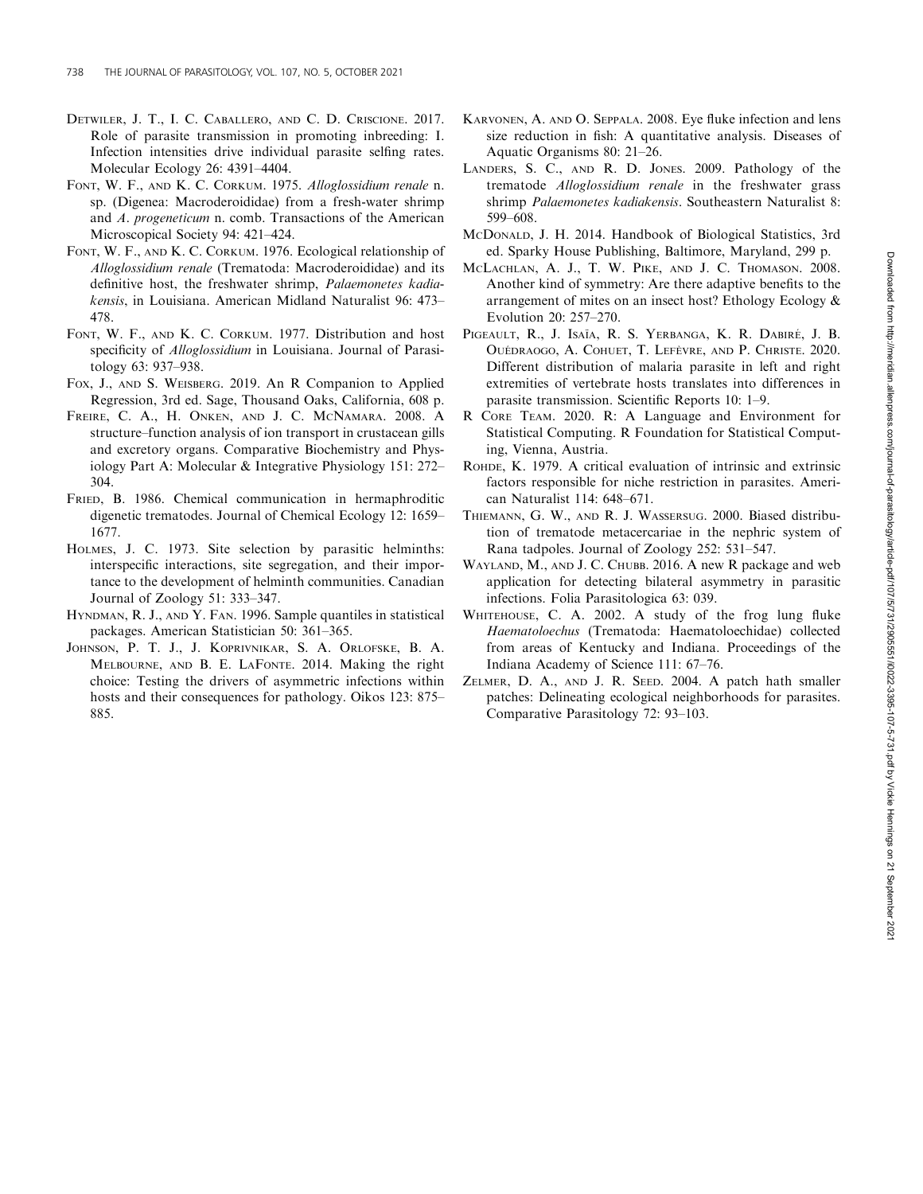Detwiler, J. T., I. C. Caballero, and C. D. Criscione. 2017. Role of parasite transmission in promoting inbreeding: I. Infection intensities drive individual parasite selfing rates. Molecular Ecology 26: 4391–4404.

Font, W. F., and K. C. Corkum. 1975. *Alloglossidium renale* n. sp. (Digenea: Macroderoididae) from a fresh-water shrimp and *A. progeneticum* n. comb. Transactions of the American Microscopical Society 94: 421–424.

Font, W. F., and K. C. Corkum. 1976. Ecological relationship of *Alloglossidium renale* (Trematoda: Macroderoididae) and its definitive host, the freshwater shrimp, *Palaemonetes kadiakensis*, in Louisiana. American Midland Naturalist 96: 473–478.

Font, W. F., and K. C. Corkum. 1977. Distribution and host specificity of *Alloglossidium* in Louisiana. Journal of Parasitology 63: 937–938.

Fox, J., and S. Weisberg. 2019. An R Companion to Applied Regression, 3rd ed. Sage, Thousand Oaks, California, 608 p.

Freire, C. A., H. Onken, and J. C. McNamara. 2008. A structure–function analysis of ion transport in crustacean gills and excretory organs. Comparative Biochemistry and Physiology Part A: Molecular & Integrative Physiology 151: 272–304.

Fried, B. 1986. Chemical communication in hermaphroditic digenetic trematodes. Journal of Chemical Ecology 12: 1659–1677.

Holmes, J. C. 1973. Site selection by parasitic helminths: interspecific interactions, site segregation, and their importance to the development of helminth communities. Canadian Journal of Zoology 51: 333–347.

Hyndman, R. J., and Y. Fan. 1996. Sample quantiles in statistical packages. American Statistician 50: 361–365.

Johnson, P. T. J., J. Koprivnikar, S. A. Orlofske, B. A. Melbourne, and B. E. LaFonte. 2014. Making the right choice: Testing the drivers of asymmetric infections within hosts and their consequences for pathology. Oikos 123: 875–885.

Karvonen, A. and O. Seppala. 2008. Eye fluke infection and lens size reduction in fish: A quantitative analysis. Diseases of Aquatic Organisms 80: 21–26.

Landers, S. C., and R. D. Jones. 2009. Pathology of the trematode *Alloglossidium renale* in the freshwater grass shrimp *Palaemonetes kadiakensis*. Southeastern Naturalist 8: 599–608.

McDonald, J. H. 2014. Handbook of Biological Statistics, 3rd ed. Sparky House Publishing, Baltimore, Maryland, 299 p.

McLachlan, A. J., T. W. Pike, and J. C. Thomason. 2008. Another kind of symmetry: Are there adaptive benefits to the arrangement of mites on an insect host? Ethology Ecology & Evolution 20: 257–270.

Pigeault, R., J. Isaïa, R. S. Yerbanga, K. R. Dabiré, J. B. Ouédraogo, A. Cohuet, T. Lefèvre, and P. Christe. 2020. Different distribution of malaria parasite in left and right extremities of vertebrate hosts translates into differences in parasite transmission. Scientific Reports 10: 1–9.

R Core Team. 2020. R: A Language and Environment for Statistical Computing. R Foundation for Statistical Computing, Vienna, Austria.

Rohde, K. 1979. A critical evaluation of intrinsic and extrinsic factors responsible for niche restriction in parasites. American Naturalist 114: 648–671.

Thiemann, G. W., and R. J. Wassersug. 2000. Biased distribution of trematode metacercariae in the nephric system of Rana tadpoles. Journal of Zoology 252: 531–547.

Wayland, M., and J. C. Chubb. 2016. A new R package and web application for detecting bilateral asymmetry in parasitic infections. Folia Parasitologica 63: 039.

Whitehouse, C. A. 2002. A study of the frog lung fluke *Haematoloechus* (Trematoda: Haematoloechidae) collected from areas of Kentucky and Indiana. Proceedings of the Indiana Academy of Science 111: 67–76.

Zelmer, D. A., and J. R. Seed. 2004. A patch hath smaller patches: Delineating ecological neighborhoods for parasites. Comparative Parasitology 72: 93–103.